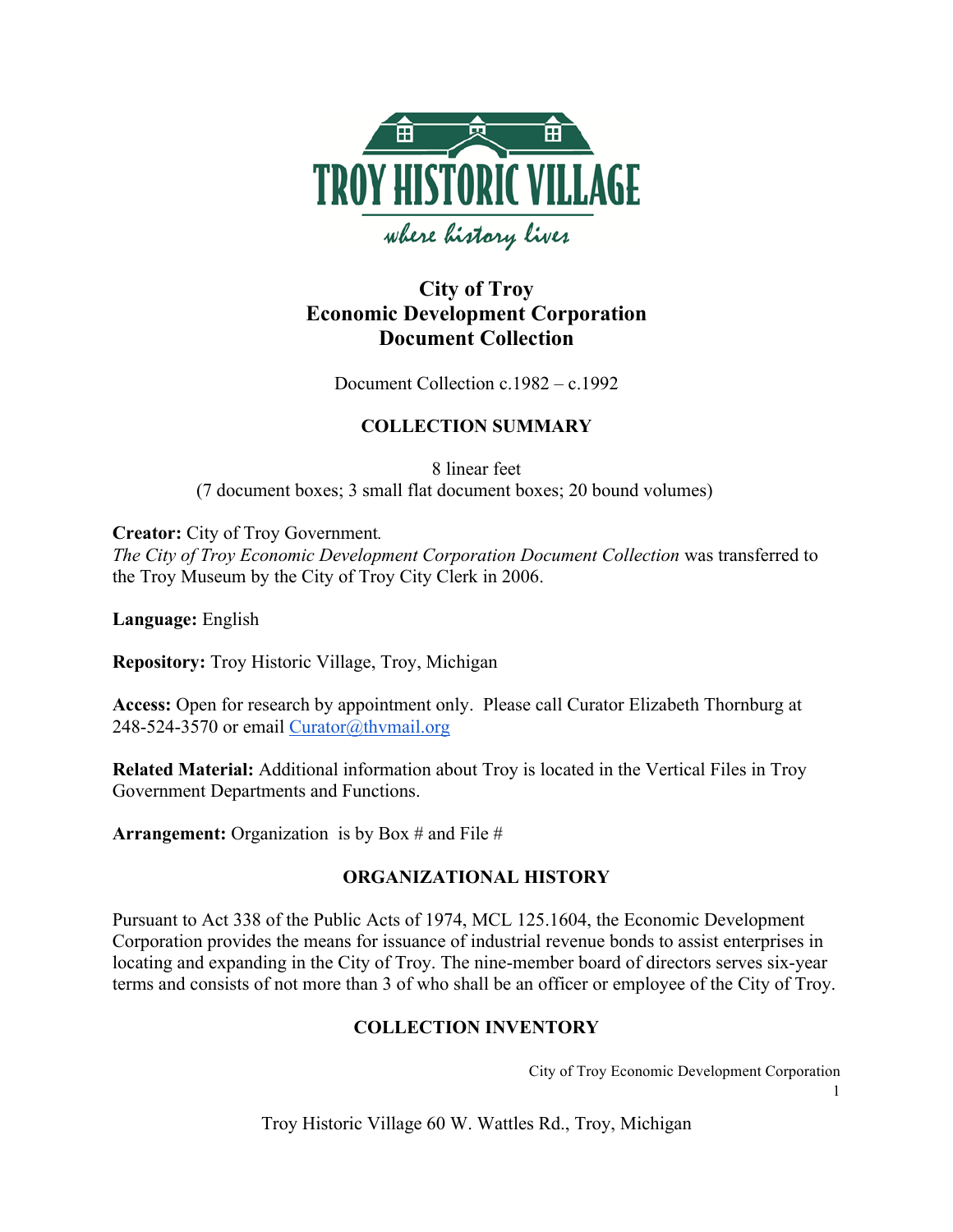# City of Troy
# Economic Development Corporation
# Document Collection

Document Collection c.1982 – c.1992

## COLLECTION SUMMARY

8 linear feet
(7 document boxes; 3 small flat document boxes; 20 bound volumes)

**Creator:** City of Troy Government.
*The City of Troy Economic Development Corporation Document Collection* was transferred to the Troy Museum by the City of Troy City Clerk in 2006.

**Language:** English

**Repository:** Troy Historic Village, Troy, Michigan

**Access:** Open for research by appointment only. Please call Curator Elizabeth Thornburg at 248-524-3570 or email Curator@thvmail.org

**Related Material:** Additional information about Troy is located in the Vertical Files in Troy Government Departments and Functions.

**Arrangement:** Organization is by Box # and File #

## ORGANIZATIONAL HISTORY

Pursuant to Act 338 of the Public Acts of 1974, MCL 125.1604, the Economic Development Corporation provides the means for issuance of industrial revenue bonds to assist enterprises in locating and expanding in the City of Troy. The nine-member board of directors serves six-year terms and consists of not more than 3 of who shall be an officer or employee of the City of Troy.

## COLLECTION INVENTORY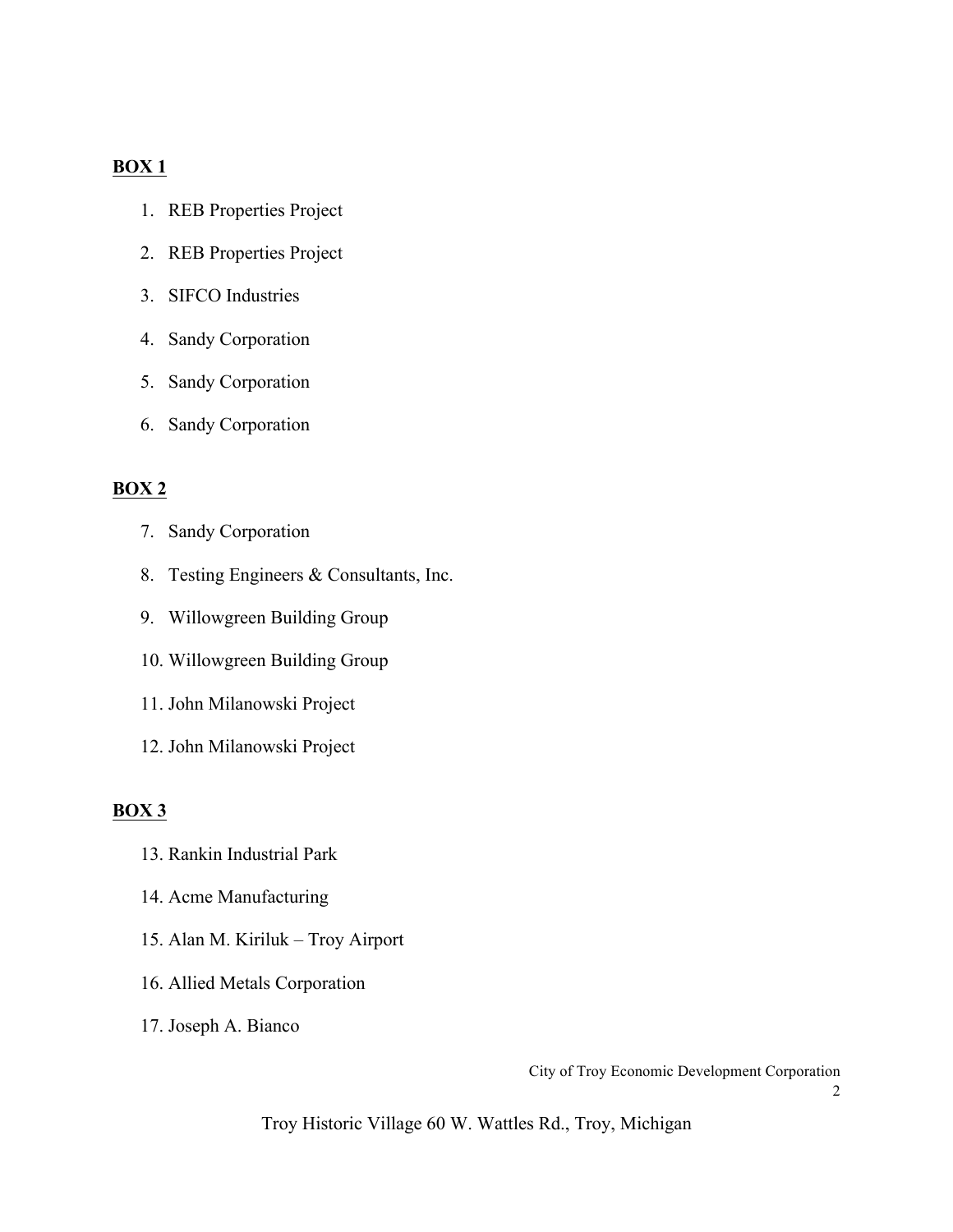**BOX 1**

1. REB Properties Project
2. REB Properties Project
3. SIFCO Industries
4. Sandy Corporation
5. Sandy Corporation
6. Sandy Corporation

**BOX 2**

7. Sandy Corporation
8. Testing Engineers & Consultants, Inc.
9. Willowgreen Building Group
10. Willowgreen Building Group
11. John Milanowski Project
12. John Milanowski Project

**BOX 3**

13. Rankin Industrial Park
14. Acme Manufacturing
15. Alan M. Kiriluk – Troy Airport
16. Allied Metals Corporation
17. Joseph A. Bianco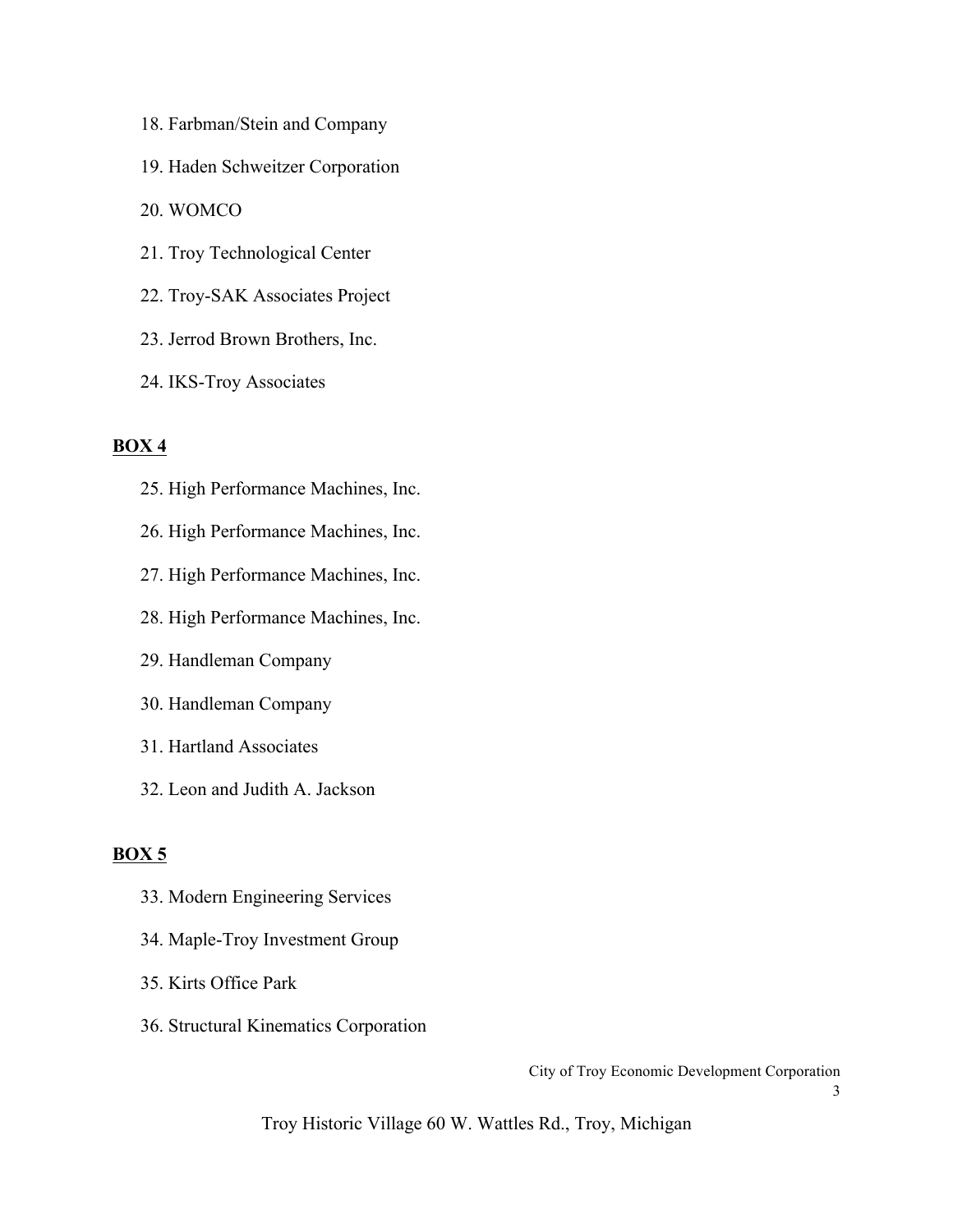18. Farbman/Stein and Company
19. Haden Schweitzer Corporation
20. WOMCO
21. Troy Technological Center
22. Troy-SAK Associates Project
23. Jerrod Brown Brothers, Inc.
24. IKS-Troy Associates

**BOX 4**

25. High Performance Machines, Inc.
26. High Performance Machines, Inc.
27. High Performance Machines, Inc.
28. High Performance Machines, Inc.
29. Handleman Company
30. Handleman Company
31. Hartland Associates
32. Leon and Judith A. Jackson

**BOX 5**

33. Modern Engineering Services
34. Maple-Troy Investment Group
35. Kirts Office Park
36. Structural Kinematics Corporation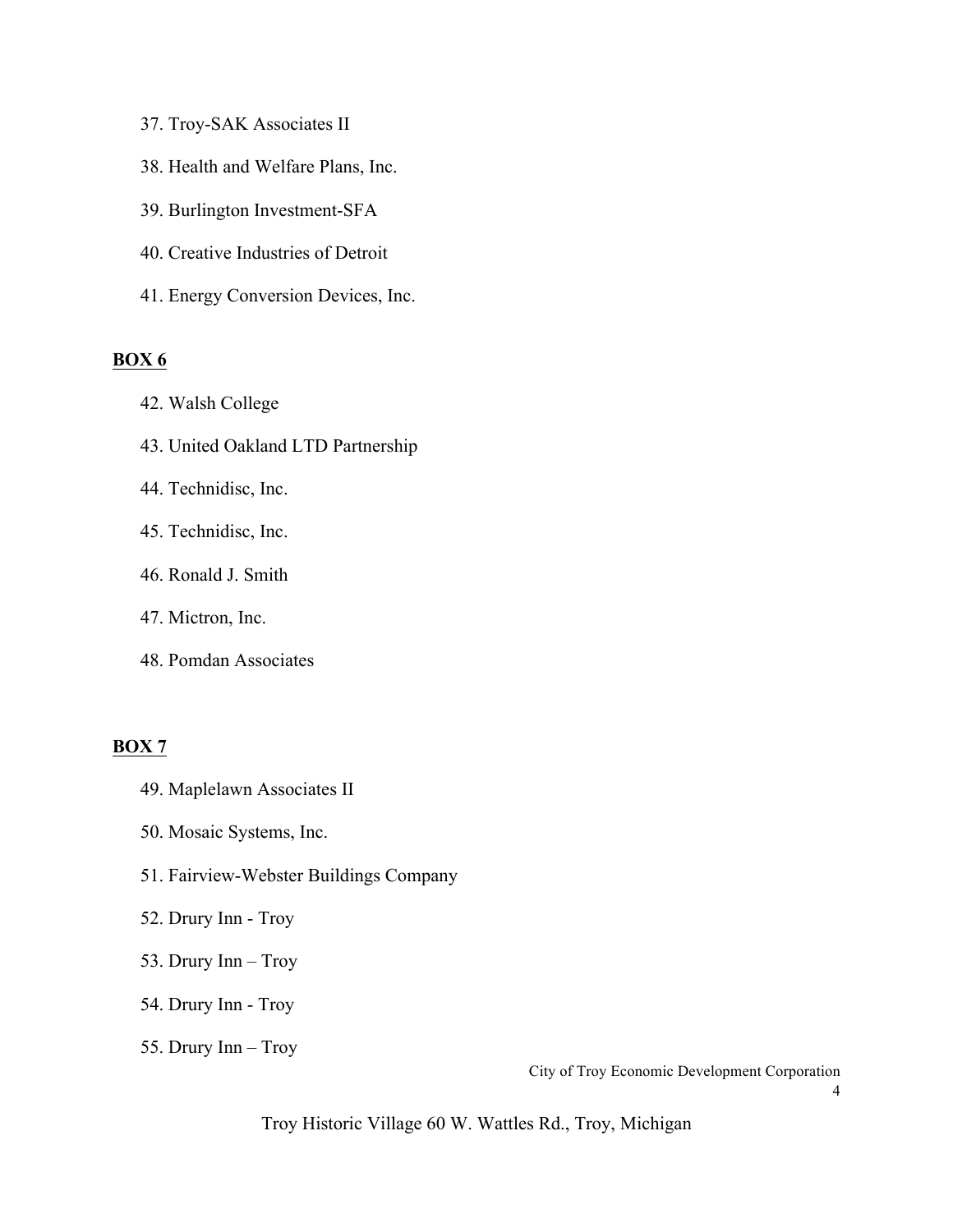37. Troy-SAK Associates II
38. Health and Welfare Plans, Inc.
39. Burlington Investment-SFA
40. Creative Industries of Detroit
41. Energy Conversion Devices, Inc.

**BOX 6**

42. Walsh College
43. United Oakland LTD Partnership
44. Technidisc, Inc.
45. Technidisc, Inc.
46. Ronald J. Smith
47. Mictron, Inc.
48. Pomdan Associates

**BOX 7**

49. Maplelawn Associates II
50. Mosaic Systems, Inc.
51. Fairview-Webster Buildings Company
52. Drury Inn - Troy
53. Drury Inn – Troy
54. Drury Inn - Troy
55. Drury Inn – Troy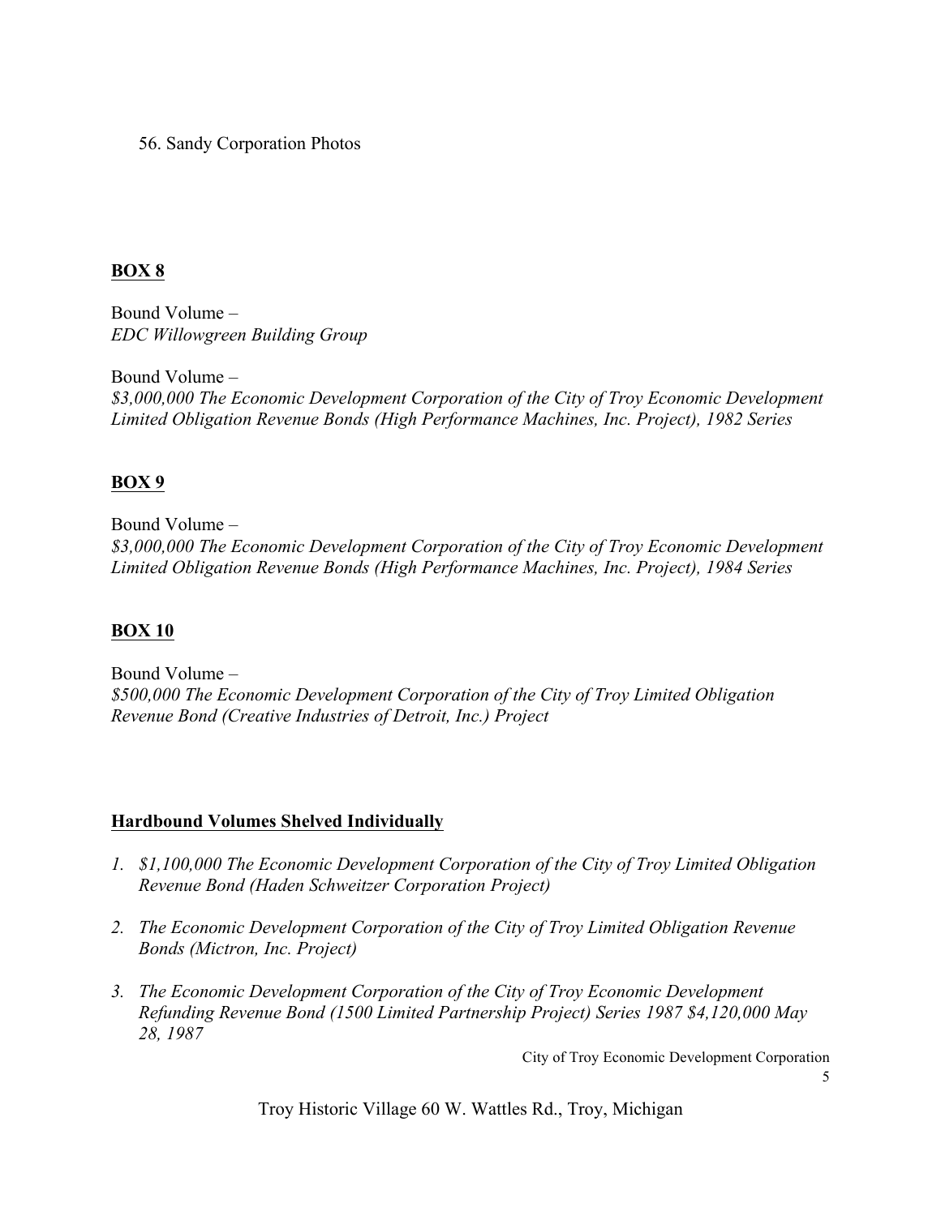56. Sandy Corporation Photos

## **BOX 8**

Bound Volume –
*EDC Willowgreen Building Group*

Bound Volume –
*$3,000,000 The Economic Development Corporation of the City of Troy Economic Development Limited Obligation Revenue Bonds (High Performance Machines, Inc. Project), 1982 Series*

## **BOX 9**

Bound Volume –
*$3,000,000 The Economic Development Corporation of the City of Troy Economic Development Limited Obligation Revenue Bonds (High Performance Machines, Inc. Project), 1984 Series*

## **BOX 10**

Bound Volume –
*$500,000 The Economic Development Corporation of the City of Troy Limited Obligation Revenue Bond (Creative Industries of Detroit, Inc.) Project*

## **Hardbound Volumes Shelved Individually**

1. *$1,100,000 The Economic Development Corporation of the City of Troy Limited Obligation Revenue Bond (Haden Schweitzer Corporation Project)*
2. *The Economic Development Corporation of the City of Troy Limited Obligation Revenue Bonds (Mictron, Inc. Project)*
3. *The Economic Development Corporation of the City of Troy Economic Development Refunding Revenue Bond (1500 Limited Partnership Project) Series 1987 $4,120,000 May 28, 1987*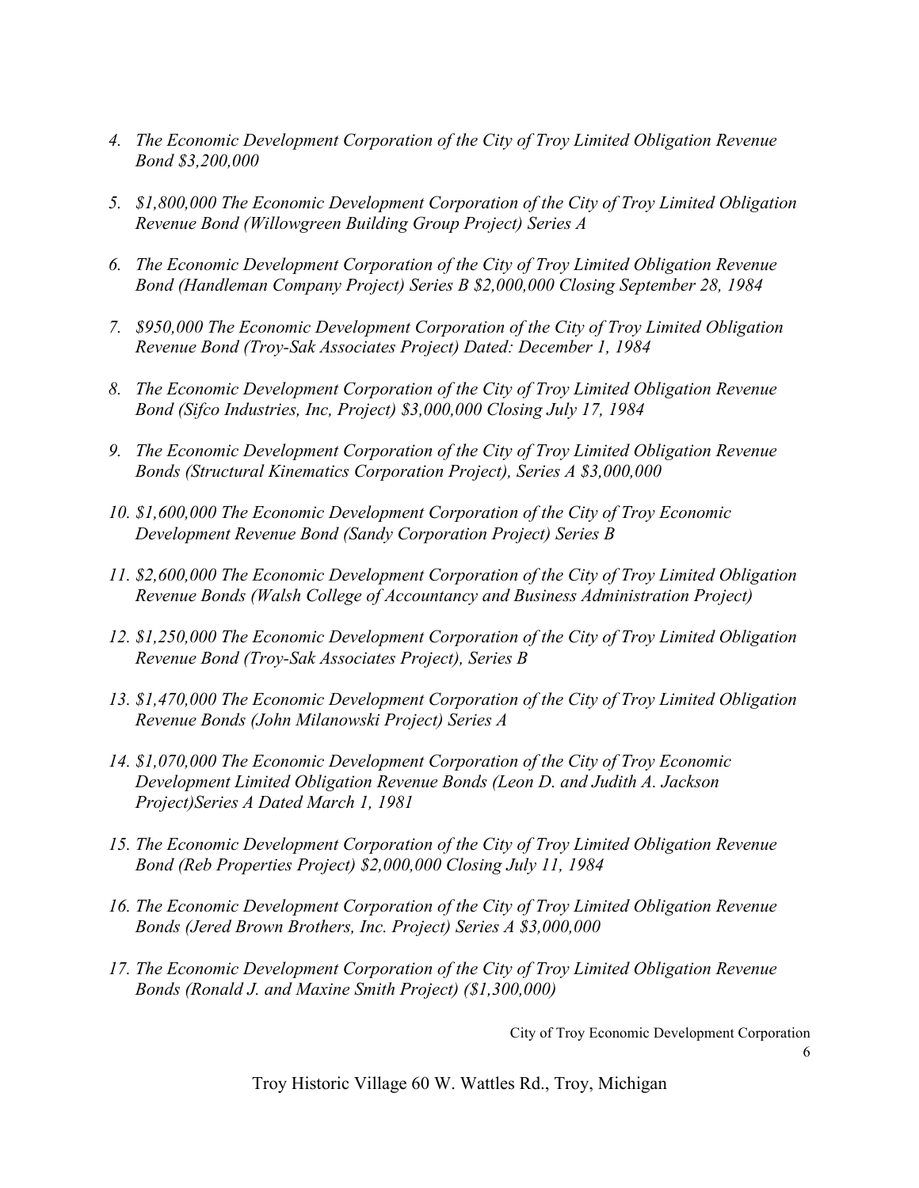4. *The Economic Development Corporation of the City of Troy Limited Obligation Revenue Bond $3,200,000*

5. *$1,800,000 The Economic Development Corporation of the City of Troy Limited Obligation Revenue Bond (Willowgreen Building Group Project) Series A*

6. *The Economic Development Corporation of the City of Troy Limited Obligation Revenue Bond (Handleman Company Project) Series B $2,000,000 Closing September 28, 1984*

7. *$950,000 The Economic Development Corporation of the City of Troy Limited Obligation Revenue Bond (Troy-Sak Associates Project) Dated: December 1, 1984*

8. *The Economic Development Corporation of the City of Troy Limited Obligation Revenue Bond (Sifco Industries, Inc, Project) $3,000,000 Closing July 17, 1984*

9. *The Economic Development Corporation of the City of Troy Limited Obligation Revenue Bonds (Structural Kinematics Corporation Project), Series A $3,000,000*

10. *$1,600,000 The Economic Development Corporation of the City of Troy Economic Development Revenue Bond (Sandy Corporation Project) Series B*

11. *$2,600,000 The Economic Development Corporation of the City of Troy Limited Obligation Revenue Bonds (Walsh College of Accountancy and Business Administration Project)*

12. *$1,250,000 The Economic Development Corporation of the City of Troy Limited Obligation Revenue Bond (Troy-Sak Associates Project), Series B*

13. *$1,470,000 The Economic Development Corporation of the City of Troy Limited Obligation Revenue Bonds (John Milanowski Project) Series A*

14. *$1,070,000 The Economic Development Corporation of the City of Troy Economic Development Limited Obligation Revenue Bonds (Leon D. and Judith A. Jackson Project)Series A Dated March 1, 1981*

15. *The Economic Development Corporation of the City of Troy Limited Obligation Revenue Bond (Reb Properties Project) $2,000,000 Closing July 11, 1984*

16. *The Economic Development Corporation of the City of Troy Limited Obligation Revenue Bonds (Jered Brown Brothers, Inc. Project) Series A $3,000,000*

17. *The Economic Development Corporation of the City of Troy Limited Obligation Revenue Bonds (Ronald J. and Maxine Smith Project) ($1,300,000)*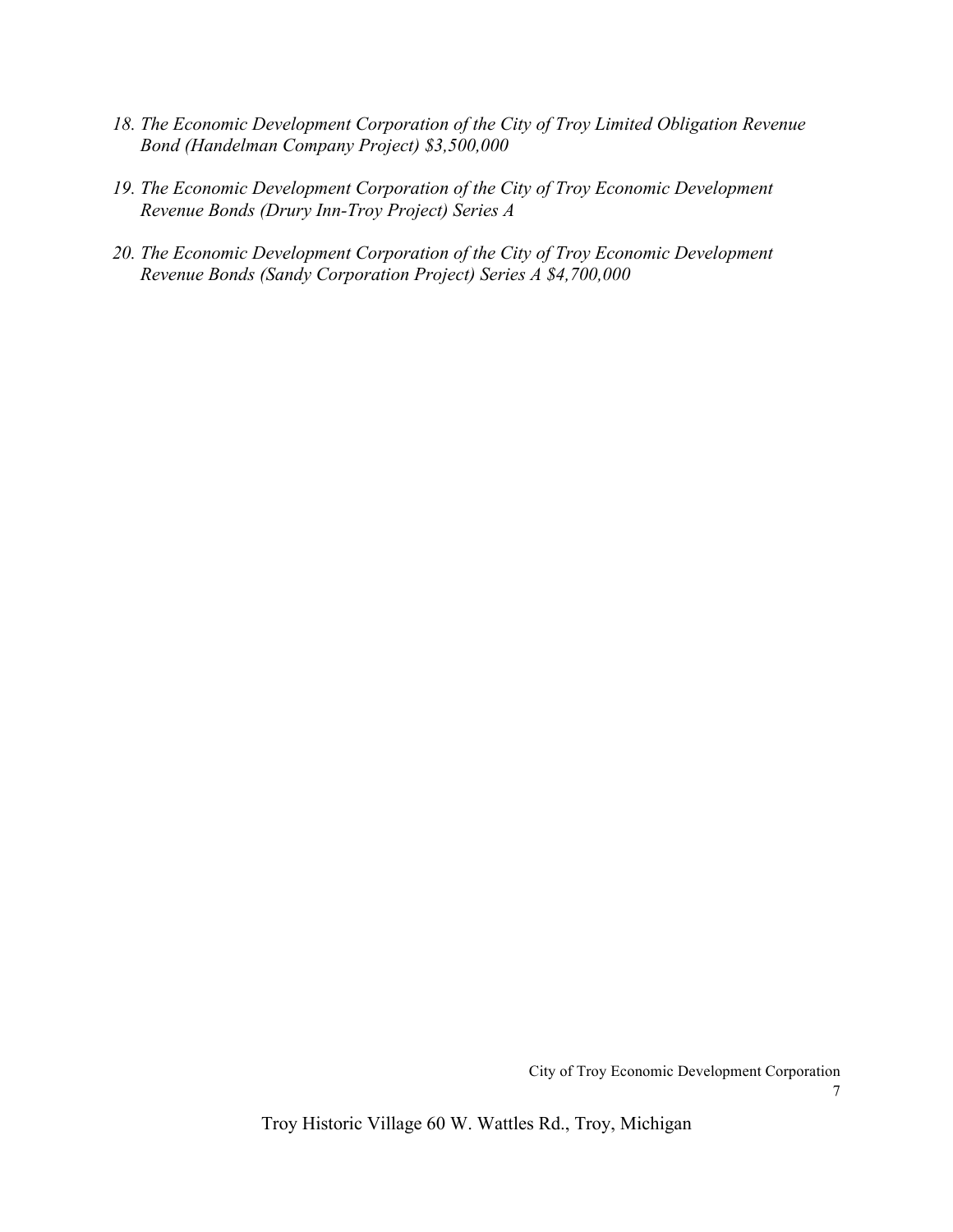18. *The Economic Development Corporation of the City of Troy Limited Obligation Revenue Bond (Handelman Company Project) $3,500,000*

19. *The Economic Development Corporation of the City of Troy Economic Development Revenue Bonds (Drury Inn-Troy Project) Series A*

20. *The Economic Development Corporation of the City of Troy Economic Development Revenue Bonds (Sandy Corporation Project) Series A $4,700,000*